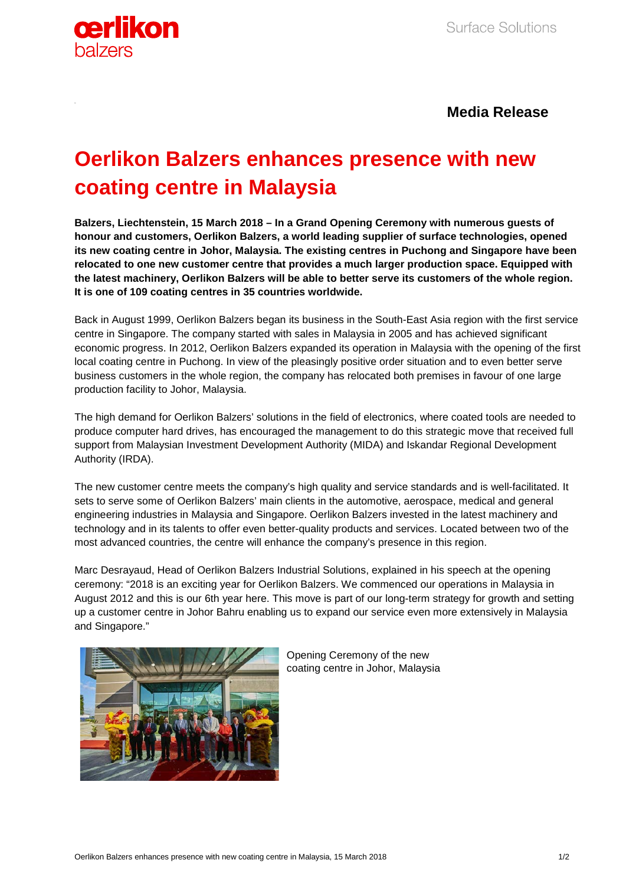**Media Release**

# Oerlikon Balzers enhances presence with new coating centre in Malaysia

**Balzers, Liechtenstein, 15 March 2018 – In a Grand Opening Ceremony with numerous guests of honour and customers, Oerlikon Balzers, a world leading supplier of surface technologies, opened its new coating centre in Johor, Malaysia. The existing centres in Puchong and Singapore have been relocated to one new customer centre that provides a much larger production space. Equipped with the latest machinery, Oerlikon Balzers will be able to better serve its customers of the whole region. It is one of 109 coating centres in 35 countries worldwide.**

Back in August 1999, Oerlikon Balzers began its business in the South-East Asia region with the first service centre in Singapore. The company started with sales in Malaysia in 2005 and has achieved significant economic progress. In 2012, Oerlikon Balzers expanded its operation in Malaysia with the opening of the first local coating centre in Puchong. In view of the pleasingly positive order situation and to even better serve business customers in the whole region, the company has relocated both premises in favour of one large production facility to Johor, Malaysia.

The high demand for Oerlikon Balzers' solutions in the field of electronics, where coated tools are needed to produce computer hard drives, has encouraged the management to do this strategic move that received full support from Malaysian Investment Development Authority (MIDA) and Iskandar Regional Development Authority (IRDA).

The new customer centre meets the company's high quality and service standards and is well-facilitated. It sets to serve some of Oerlikon Balzers' main clients in the automotive, aerospace, medical and general engineering industries in Malaysia and Singapore. Oerlikon Balzers invested in the latest machinery and technology and in its talents to offer even better-quality products and services. Located between two of the most advanced countries, the centre will enhance the company's presence in this region.

Marc Desrayaud, Head of Oerlikon Balzers Industrial Solutions, explained in his speech at the opening ceremony: "2018 is an exciting year for Oerlikon Balzers. We commenced our operations in Malaysia in August 2012 and this is our 6th year here. This move is part of our long-term strategy for growth and setting up a customer centre in Johor Bahru enabling us to expand our service even more extensively in Malaysia and Singapore."

Opening Ceremony of the new coating centre in Johor, Malaysia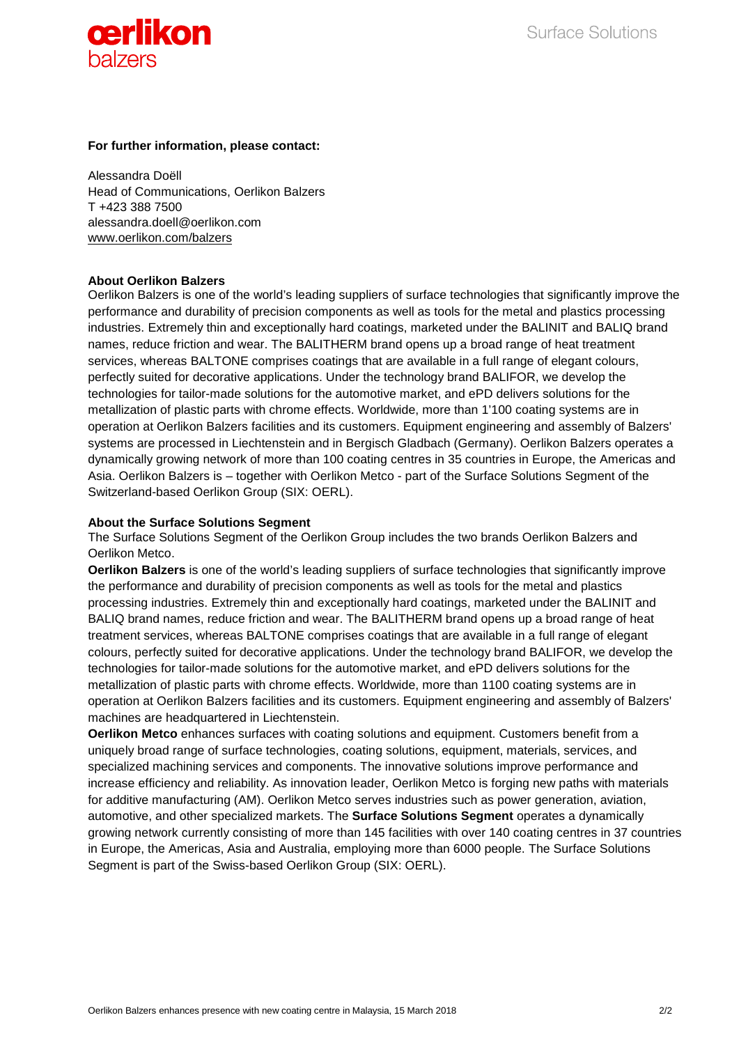**For further information, please contact:**

Alessandra Doëll
Head of Communications, Oerlikon Balzers
T +423 388 7500
alessandra.doell@oerlikon.com
www.oerlikon.com/balzers

**About Oerlikon Balzers**

Oerlikon Balzers is one of the world's leading suppliers of surface technologies that significantly improve the performance and durability of precision components as well as tools for the metal and plastics processing industries. Extremely thin and exceptionally hard coatings, marketed under the BALINIT and BALIQ brand names, reduce friction and wear. The BALITHERM brand opens up a broad range of heat treatment services, whereas BALTONE comprises coatings that are available in a full range of elegant colours, perfectly suited for decorative applications. Under the technology brand BALIFOR, we develop the technologies for tailor-made solutions for the automotive market, and ePD delivers solutions for the metallization of plastic parts with chrome effects. Worldwide, more than 1'100 coating systems are in operation at Oerlikon Balzers facilities and its customers. Equipment engineering and assembly of Balzers' systems are processed in Liechtenstein and in Bergisch Gladbach (Germany). Oerlikon Balzers operates a dynamically growing network of more than 100 coating centres in 35 countries in Europe, the Americas and Asia. Oerlikon Balzers is – together with Oerlikon Metco - part of the Surface Solutions Segment of the Switzerland-based Oerlikon Group (SIX: OERL).

**About the Surface Solutions Segment**

The Surface Solutions Segment of the Oerlikon Group includes the two brands Oerlikon Balzers and Oerlikon Metco.

**Oerlikon Balzers** is one of the world's leading suppliers of surface technologies that significantly improve the performance and durability of precision components as well as tools for the metal and plastics processing industries. Extremely thin and exceptionally hard coatings, marketed under the BALINIT and BALIQ brand names, reduce friction and wear. The BALITHERM brand opens up a broad range of heat treatment services, whereas BALTONE comprises coatings that are available in a full range of elegant colours, perfectly suited for decorative applications. Under the technology brand BALIFOR, we develop the technologies for tailor-made solutions for the automotive market, and ePD delivers solutions for the metallization of plastic parts with chrome effects. Worldwide, more than 1100 coating systems are in operation at Oerlikon Balzers facilities and its customers. Equipment engineering and assembly of Balzers' machines are headquartered in Liechtenstein.

**Oerlikon Metco** enhances surfaces with coating solutions and equipment. Customers benefit from a uniquely broad range of surface technologies, coating solutions, equipment, materials, services, and specialized machining services and components. The innovative solutions improve performance and increase efficiency and reliability. As innovation leader, Oerlikon Metco is forging new paths with materials for additive manufacturing (AM). Oerlikon Metco serves industries such as power generation, aviation, automotive, and other specialized markets. The **Surface Solutions Segment** operates a dynamically growing network currently consisting of more than 145 facilities with over 140 coating centres in 37 countries in Europe, the Americas, Asia and Australia, employing more than 6000 people. The Surface Solutions Segment is part of the Swiss-based Oerlikon Group (SIX: OERL).